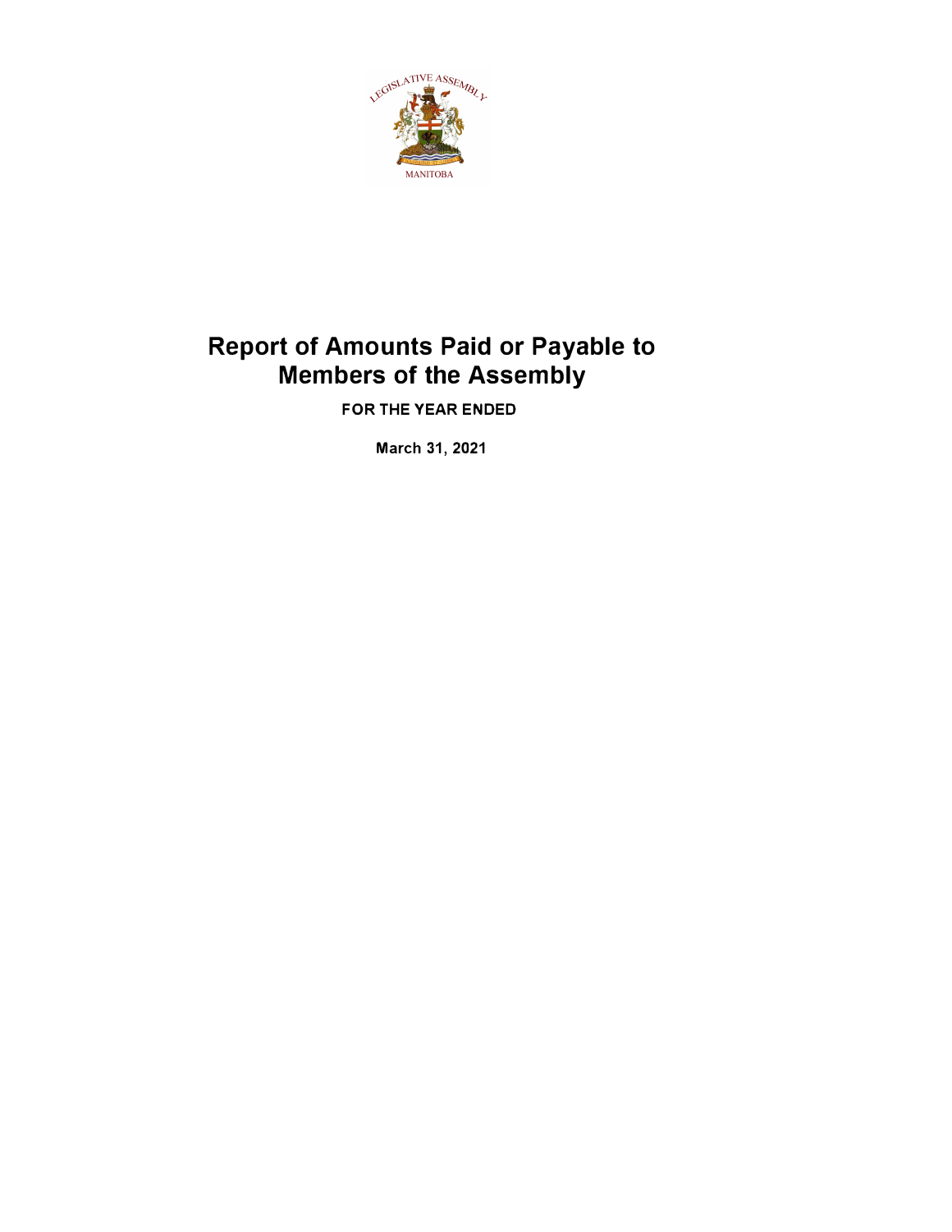# Report of Amounts Paid or Payable to Members of the Assembly

**FOR THE YEAR ENDED**

**March 31, 2021**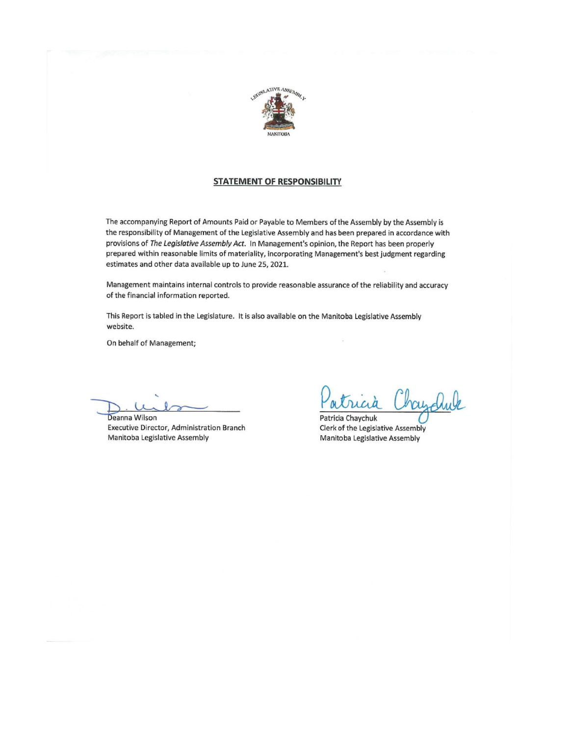## STATEMENT OF RESPONSIBILITY

The accompanying Report of Amounts Paid or Payable to Members of the Assembly by the Assembly is the responsibility of Management of the Legislative Assembly and has been prepared in accordance with provisions of *The Legislative Assembly Act*. In Management's opinion, the Report has been properly prepared within reasonable limits of materiality, incorporating Management's best judgment regarding estimates and other data available up to June 25, 2021.

Management maintains internal controls to provide reasonable assurance of the reliability and accuracy of the financial information reported.

This Report is tabled in the Legislature. It is also available on the Manitoba Legislative Assembly website.

On behalf of Management;

Deanna Wilson
Executive Director, Administration Branch
Manitoba Legislative Assembly

Patricia Chaychuk
Clerk of the Legislative Assembly
Manitoba Legislative Assembly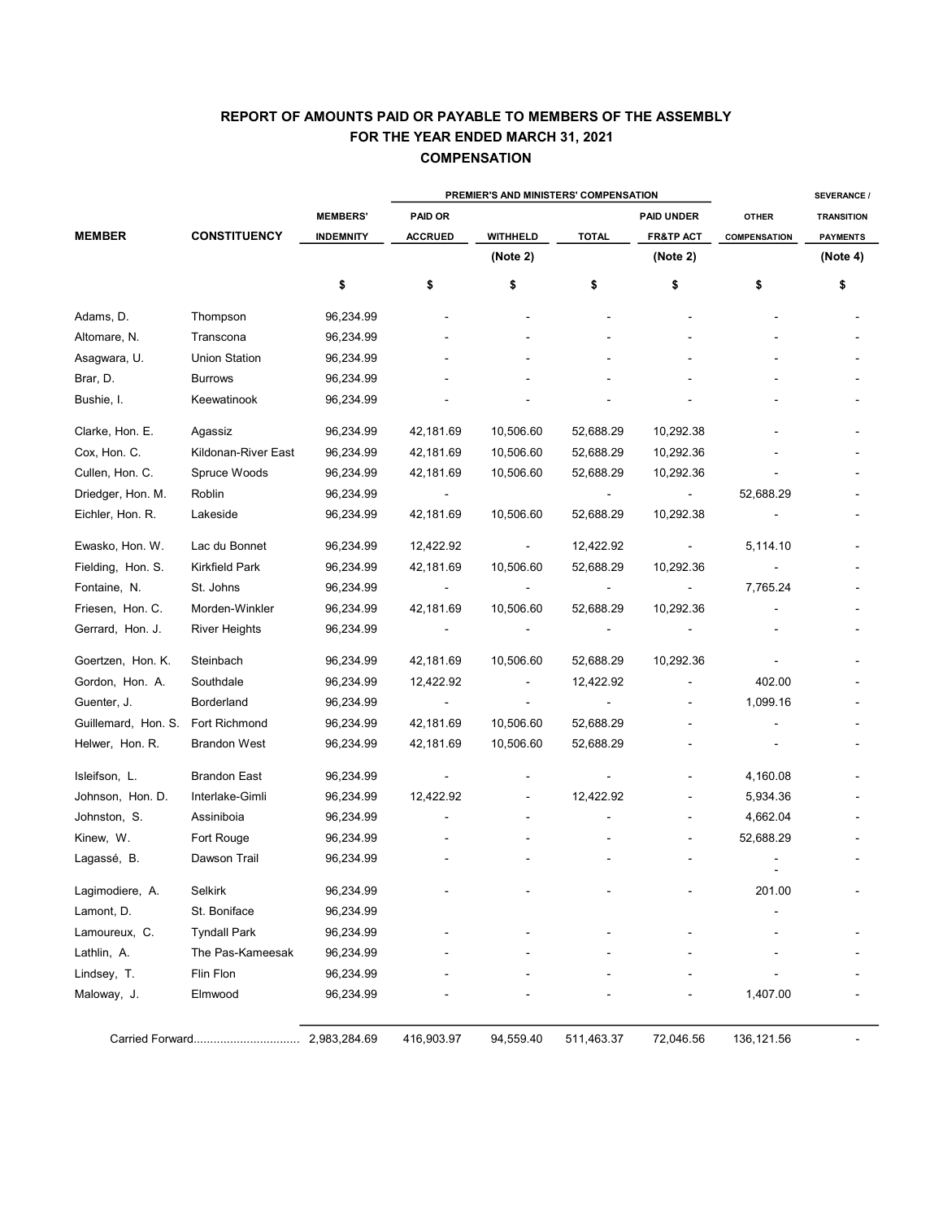## REPORT OF AMOUNTS PAID OR PAYABLE TO MEMBERS OF THE ASSEMBLY
## FOR THE YEAR ENDED MARCH 31, 2021
## COMPENSATION

| MEMBER | CONSTITUENCY | MEMBERS' INDEMNITY | PREMIER'S AND MINISTERS' COMPENSATION | | | | OTHER COMPENSATION | SEVERANCE / TRANSITION PAYMENTS |
|---|---|---|---|---|---|---|---|---|
| | | | PAID OR ACCRUED | WITHHELD (Note 2) | TOTAL | PAID UNDER FR&TP ACT (Note 2) | | (Note 4) |
| | | $ | $ | $ | $ | $ | $ | $ |
| Adams, D. | Thompson | 96,234.99 | - | - | - | - | - | - |
| Altomare, N. | Transcona | 96,234.99 | - | - | - | - | - | - |
| Asagwara, U. | Union Station | 96,234.99 | - | - | - | - | - | - |
| Brar, D. | Burrows | 96,234.99 | - | - | - | - | - | - |
| Bushie, I. | Keewatinook | 96,234.99 | - | - | - | - | - | - |
| Clarke, Hon. E. | Agassiz | 96,234.99 | 42,181.69 | 10,506.60 | 52,688.29 | 10,292.38 | - | - |
| Cox, Hon. C. | Kildonan-River East | 96,234.99 | 42,181.69 | 10,506.60 | 52,688.29 | 10,292.36 | - | - |
| Cullen, Hon. C. | Spruce Woods | 96,234.99 | 42,181.69 | 10,506.60 | 52,688.29 | 10,292.36 | - | - |
| Driedger, Hon. M. | Roblin | 96,234.99 | - | | - | - | 52,688.29 | - |
| Eichler, Hon. R. | Lakeside | 96,234.99 | 42,181.69 | 10,506.60 | 52,688.29 | 10,292.38 | - | - |
| Ewasko, Hon. W. | Lac du Bonnet | 96,234.99 | 12,422.92 | - | 12,422.92 | - | 5,114.10 | - |
| Fielding, Hon. S. | Kirkfield Park | 96,234.99 | 42,181.69 | 10,506.60 | 52,688.29 | 10,292.36 | - | - |
| Fontaine, N. | St. Johns | 96,234.99 | - | - | - | - | 7,765.24 | - |
| Friesen, Hon. C. | Morden-Winkler | 96,234.99 | 42,181.69 | 10,506.60 | 52,688.29 | 10,292.36 | - | - |
| Gerrard, Hon. J. | River Heights | 96,234.99 | - | - | - | - | - | - |
| Goertzen, Hon. K. | Steinbach | 96,234.99 | 42,181.69 | 10,506.60 | 52,688.29 | 10,292.36 | - | - |
| Gordon, Hon. A. | Southdale | 96,234.99 | 12,422.92 | - | 12,422.92 | - | 402.00 | - |
| Guenter, J. | Borderland | 96,234.99 | - | - | - | - | 1,099.16 | - |
| Guillemard, Hon. S. | Fort Richmond | 96,234.99 | 42,181.69 | 10,506.60 | 52,688.29 | - | - | - |
| Helwer, Hon. R. | Brandon West | 96,234.99 | 42,181.69 | 10,506.60 | 52,688.29 | - | - | - |
| Isleifson, L. | Brandon East | 96,234.99 | - | - | - | - | 4,160.08 | - |
| Johnson, Hon. D. | Interlake-Gimli | 96,234.99 | 12,422.92 | - | 12,422.92 | - | 5,934.36 | - |
| Johnston, S. | Assiniboia | 96,234.99 | - | - | - | - | 4,662.04 | - |
| Kinew, W. | Fort Rouge | 96,234.99 | - | - | - | - | 52,688.29 | - |
| Lagassé, B. | Dawson Trail | 96,234.99 | - | - | - | - | - | - |
| Lagimodiere, A. | Selkirk | 96,234.99 | - | - | - | - | 201.00 | - |
| Lamont, D. | St. Boniface | 96,234.99 | | | | | - | |
| Lamoureux, C. | Tyndall Park | 96,234.99 | - | - | - | - | - | - |
| Lathlin, A. | The Pas-Kameesak | 96,234.99 | - | - | - | - | - | - |
| Lindsey, T. | Flin Flon | 96,234.99 | - | - | - | - | - | - |
| Maloway, J. | Elmwood | 96,234.99 | - | - | - | - | 1,407.00 | - |
| Carried Forward................................ | | 2,983,284.69 | 416,903.97 | 94,559.40 | 511,463.37 | 72,046.56 | 136,121.56 | - |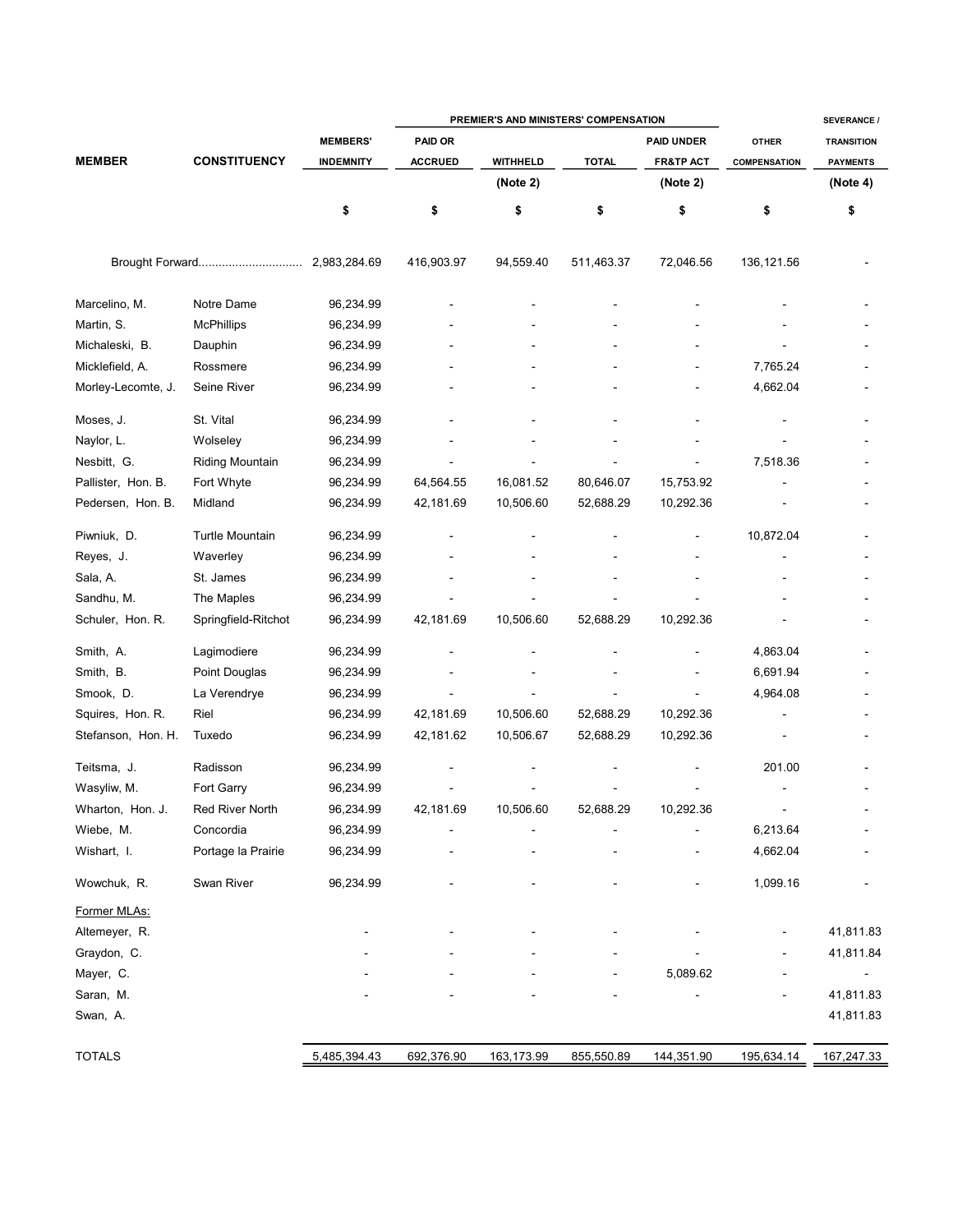| MEMBER | CONSTITUENCY | MEMBERS' INDEMNITY | PREMIER'S AND MINISTERS' COMPENSATION PAID OR ACCRUED | WITHHELD (Note 2) | TOTAL | PAID UNDER FR&TP ACT (Note 2) | OTHER COMPENSATION | SEVERANCE / TRANSITION PAYMENTS (Note 4) |
|---|---|---|---|---|---|---|---|---|
| | | $ | $ | $ | $ | $ | $ | $ |
| Brought Forward.............................. | | 2,983,284.69 | 416,903.97 | 94,559.40 | 511,463.37 | 72,046.56 | 136,121.56 | - |
| Marcelino, M. | Notre Dame | 96,234.99 | - | - | - | - | - | - |
| Martin, S. | McPhillips | 96,234.99 | - | - | - | - | - | - |
| Michaleski, B. | Dauphin | 96,234.99 | - | - | - | - | - | - |
| Micklefield, A. | Rossmere | 96,234.99 | - | - | - | - | 7,765.24 | - |
| Morley-Lecomte, J. | Seine River | 96,234.99 | - | - | - | - | 4,662.04 | - |
| Moses, J. | St. Vital | 96,234.99 | - | - | - | - | - | - |
| Naylor, L. | Wolseley | 96,234.99 | - | - | - | - | - | - |
| Nesbitt, G. | Riding Mountain | 96,234.99 | - | - | - | - | 7,518.36 | - |
| Pallister, Hon. B. | Fort Whyte | 96,234.99 | 64,564.55 | 16,081.52 | 80,646.07 | 15,753.92 | - | - |
| Pedersen, Hon. B. | Midland | 96,234.99 | 42,181.69 | 10,506.60 | 52,688.29 | 10,292.36 | - | - |
| Piwniuk, D. | Turtle Mountain | 96,234.99 | - | - | - | - | 10,872.04 | - |
| Reyes, J. | Waverley | 96,234.99 | - | - | - | - | - | - |
| Sala, A. | St. James | 96,234.99 | - | - | - | - | - | - |
| Sandhu, M. | The Maples | 96,234.99 | - | - | - | - | - | - |
| Schuler, Hon. R. | Springfield-Ritchot | 96,234.99 | 42,181.69 | 10,506.60 | 52,688.29 | 10,292.36 | - | - |
| Smith, A. | Lagimodiere | 96,234.99 | - | - | - | - | 4,863.04 | - |
| Smith, B. | Point Douglas | 96,234.99 | - | - | - | - | 6,691.94 | - |
| Smook, D. | La Verendrye | 96,234.99 | - | - | - | - | 4,964.08 | - |
| Squires, Hon. R. | Riel | 96,234.99 | 42,181.69 | 10,506.60 | 52,688.29 | 10,292.36 | - | - |
| Stefanson, Hon. H. | Tuxedo | 96,234.99 | 42,181.62 | 10,506.67 | 52,688.29 | 10,292.36 | - | - |
| Teitsma, J. | Radisson | 96,234.99 | - | - | - | - | 201.00 | - |
| Wasyliw, M. | Fort Garry | 96,234.99 | - | - | - | - | - | - |
| Wharton, Hon. J. | Red River North | 96,234.99 | 42,181.69 | 10,506.60 | 52,688.29 | 10,292.36 | - | - |
| Wiebe, M. | Concordia | 96,234.99 | - | - | - | - | 6,213.64 | - |
| Wishart, I. | Portage la Prairie | 96,234.99 | - | - | - | - | 4,662.04 | - |
| Wowchuk, R. | Swan River | 96,234.99 | - | - | - | - | 1,099.16 | - |
| Former MLAs: | | | | | | | | |
| Altemeyer, R. | | - | - | - | - | - | - | 41,811.83 |
| Graydon, C. | | - | - | - | - | - | - | 41,811.84 |
| Mayer, C. | | - | - | - | - | 5,089.62 | - | - |
| Saran, M. | | - | - | - | - | - | - | 41,811.83 |
| Swan, A. | | | | | | | | 41,811.83 |
| TOTALS | | 5,485,394.43 | 692,376.90 | 163,173.99 | 855,550.89 | 144,351.90 | 195,634.14 | 167,247.33 |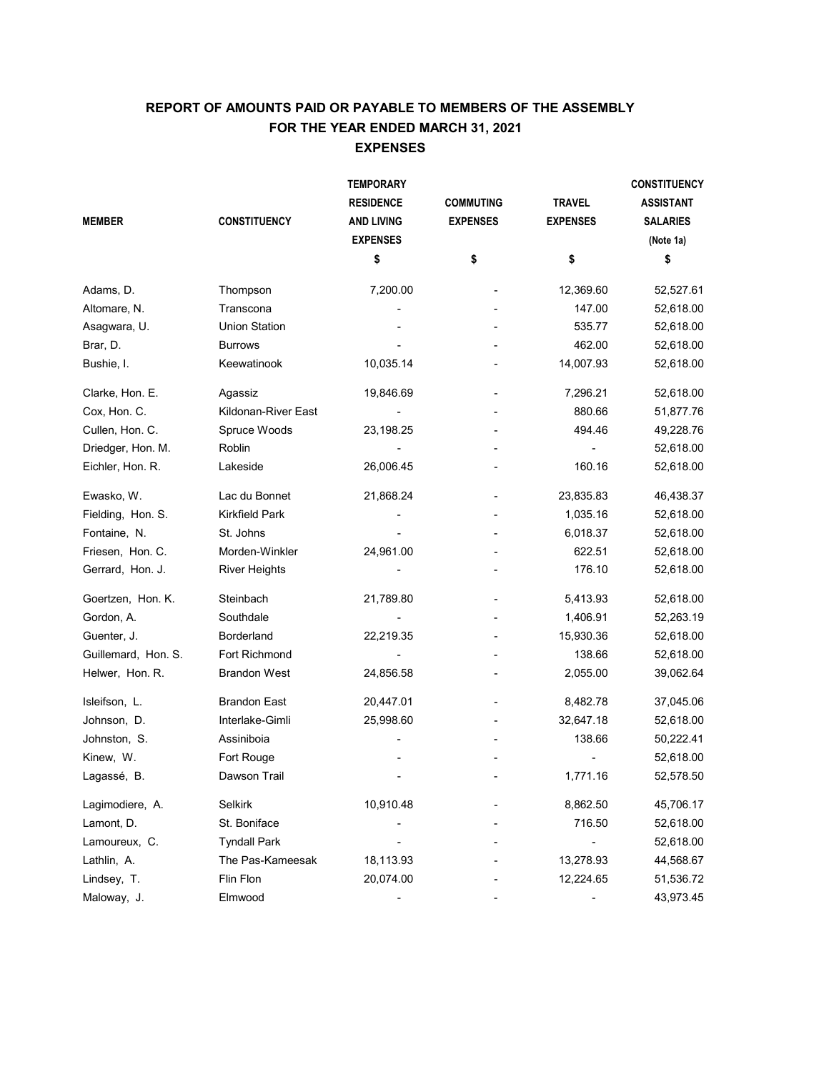## REPORT OF AMOUNTS PAID OR PAYABLE TO MEMBERS OF THE ASSEMBLY
## FOR THE YEAR ENDED MARCH 31, 2021
## EXPENSES

| MEMBER | CONSTITUENCY | TEMPORARY RESIDENCE AND LIVING EXPENSES | COMMUTING EXPENSES | TRAVEL EXPENSES | CONSTITUENCY ASSISTANT SALARIES (Note 1a) |
|---|---|---|---|---|---|
| | | $ | $ | $ | $ |
| Adams, D. | Thompson | 7,200.00 | - | 12,369.60 | 52,527.61 |
| Altomare, N. | Transcona | - | - | 147.00 | 52,618.00 |
| Asagwara, U. | Union Station | - | - | 535.77 | 52,618.00 |
| Brar, D. | Burrows | - | - | 462.00 | 52,618.00 |
| Bushie, I. | Keewatinook | 10,035.14 | - | 14,007.93 | 52,618.00 |
| Clarke, Hon. E. | Agassiz | 19,846.69 | - | 7,296.21 | 52,618.00 |
| Cox, Hon. C. | Kildonan-River East | - | - | 880.66 | 51,877.76 |
| Cullen, Hon. C. | Spruce Woods | 23,198.25 | - | 494.46 | 49,228.76 |
| Driedger, Hon. M. | Roblin | - | - | - | 52,618.00 |
| Eichler, Hon. R. | Lakeside | 26,006.45 | - | 160.16 | 52,618.00 |
| Ewasko, W. | Lac du Bonnet | 21,868.24 | - | 23,835.83 | 46,438.37 |
| Fielding, Hon. S. | Kirkfield Park | - | - | 1,035.16 | 52,618.00 |
| Fontaine, N. | St. Johns | - | - | 6,018.37 | 52,618.00 |
| Friesen, Hon. C. | Morden-Winkler | 24,961.00 | - | 622.51 | 52,618.00 |
| Gerrard, Hon. J. | River Heights | - | - | 176.10 | 52,618.00 |
| Goertzen, Hon. K. | Steinbach | 21,789.80 | - | 5,413.93 | 52,618.00 |
| Gordon, A. | Southdale | - | - | 1,406.91 | 52,263.19 |
| Guenter, J. | Borderland | 22,219.35 | - | 15,930.36 | 52,618.00 |
| Guillemard, Hon. S. | Fort Richmond | - | - | 138.66 | 52,618.00 |
| Helwer, Hon. R. | Brandon West | 24,856.58 | - | 2,055.00 | 39,062.64 |
| Isleifson, L. | Brandon East | 20,447.01 | - | 8,482.78 | 37,045.06 |
| Johnson, D. | Interlake-Gimli | 25,998.60 | - | 32,647.18 | 52,618.00 |
| Johnston, S. | Assiniboia | - | - | 138.66 | 50,222.41 |
| Kinew, W. | Fort Rouge | - | - | - | 52,618.00 |
| Lagassé, B. | Dawson Trail | - | - | 1,771.16 | 52,578.50 |
| Lagimodiere, A. | Selkirk | 10,910.48 | - | 8,862.50 | 45,706.17 |
| Lamont, D. | St. Boniface | - | - | 716.50 | 52,618.00 |
| Lamoureux, C. | Tyndall Park | - | - | - | 52,618.00 |
| Lathlin, A. | The Pas-Kameesak | 18,113.93 | - | 13,278.93 | 44,568.67 |
| Lindsey, T. | Flin Flon | 20,074.00 | - | 12,224.65 | 51,536.72 |
| Maloway, J. | Elmwood | - | - | - | 43,973.45 |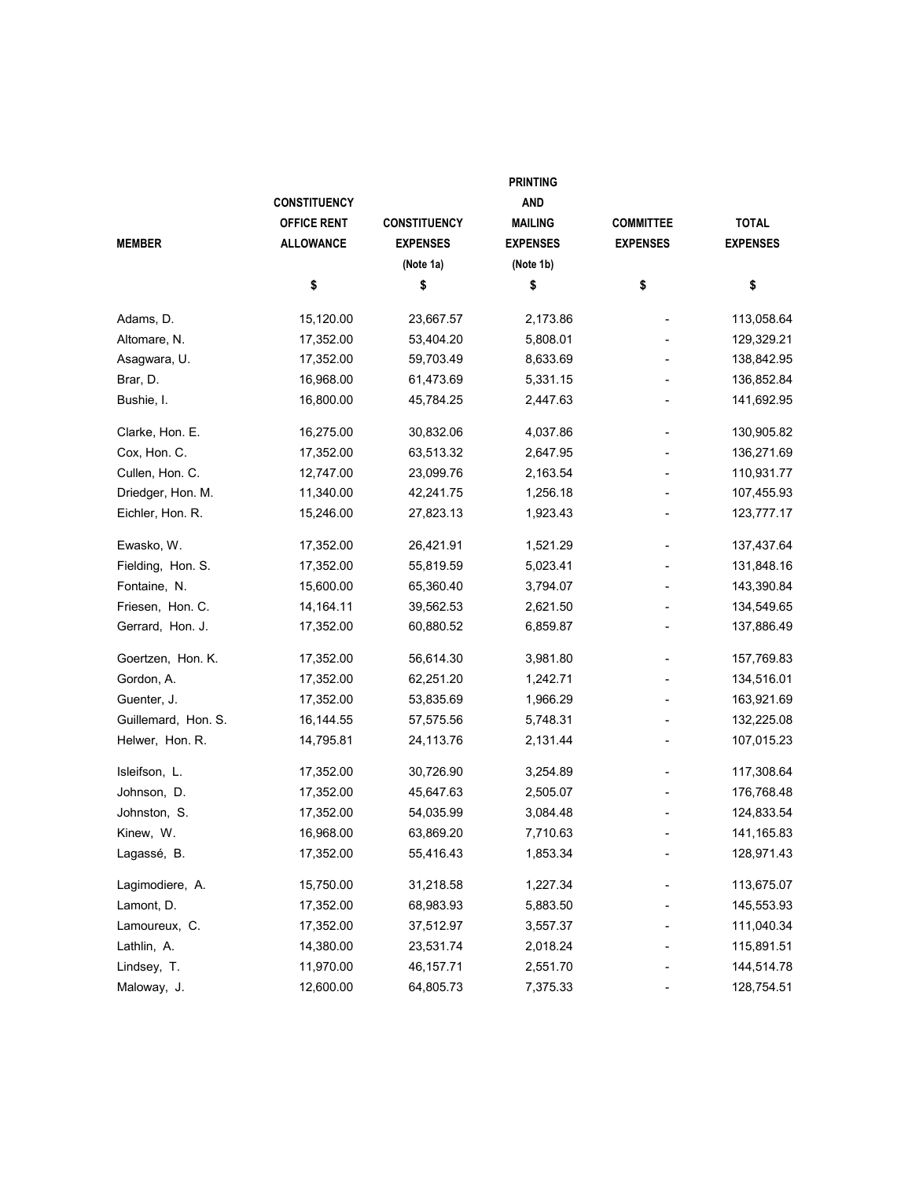| MEMBER | CONSTITUENCY OFFICE RENT ALLOWANCE | CONSTITUENCY EXPENSES (Note 1a) | PRINTING AND MAILING EXPENSES (Note 1b) | COMMITTEE EXPENSES | TOTAL EXPENSES |
|---|---|---|---|---|---|
| | $ | $ | $ | $ | $ |
| Adams, D. | 15,120.00 | 23,667.57 | 2,173.86 | - | 113,058.64 |
| Altomare, N. | 17,352.00 | 53,404.20 | 5,808.01 | - | 129,329.21 |
| Asagwara, U. | 17,352.00 | 59,703.49 | 8,633.69 | - | 138,842.95 |
| Brar, D. | 16,968.00 | 61,473.69 | 5,331.15 | - | 136,852.84 |
| Bushie, I. | 16,800.00 | 45,784.25 | 2,447.63 | - | 141,692.95 |
| Clarke, Hon. E. | 16,275.00 | 30,832.06 | 4,037.86 | - | 130,905.82 |
| Cox, Hon. C. | 17,352.00 | 63,513.32 | 2,647.95 | - | 136,271.69 |
| Cullen, Hon. C. | 12,747.00 | 23,099.76 | 2,163.54 | - | 110,931.77 |
| Driedger, Hon. M. | 11,340.00 | 42,241.75 | 1,256.18 | - | 107,455.93 |
| Eichler, Hon. R. | 15,246.00 | 27,823.13 | 1,923.43 | - | 123,777.17 |
| Ewasko, W. | 17,352.00 | 26,421.91 | 1,521.29 | - | 137,437.64 |
| Fielding, Hon. S. | 17,352.00 | 55,819.59 | 5,023.41 | - | 131,848.16 |
| Fontaine, N. | 15,600.00 | 65,360.40 | 3,794.07 | - | 143,390.84 |
| Friesen, Hon. C. | 14,164.11 | 39,562.53 | 2,621.50 | - | 134,549.65 |
| Gerrard, Hon. J. | 17,352.00 | 60,880.52 | 6,859.87 | - | 137,886.49 |
| Goertzen, Hon. K. | 17,352.00 | 56,614.30 | 3,981.80 | - | 157,769.83 |
| Gordon, A. | 17,352.00 | 62,251.20 | 1,242.71 | - | 134,516.01 |
| Guenter, J. | 17,352.00 | 53,835.69 | 1,966.29 | - | 163,921.69 |
| Guillemard, Hon. S. | 16,144.55 | 57,575.56 | 5,748.31 | - | 132,225.08 |
| Helwer, Hon. R. | 14,795.81 | 24,113.76 | 2,131.44 | - | 107,015.23 |
| Isleifson, L. | 17,352.00 | 30,726.90 | 3,254.89 | - | 117,308.64 |
| Johnson, D. | 17,352.00 | 45,647.63 | 2,505.07 | - | 176,768.48 |
| Johnston, S. | 17,352.00 | 54,035.99 | 3,084.48 | - | 124,833.54 |
| Kinew, W. | 16,968.00 | 63,869.20 | 7,710.63 | - | 141,165.83 |
| Lagassé, B. | 17,352.00 | 55,416.43 | 1,853.34 | - | 128,971.43 |
| Lagimodiere, A. | 15,750.00 | 31,218.58 | 1,227.34 | - | 113,675.07 |
| Lamont, D. | 17,352.00 | 68,983.93 | 5,883.50 | - | 145,553.93 |
| Lamoureux, C. | 17,352.00 | 37,512.97 | 3,557.37 | - | 111,040.34 |
| Lathlin, A. | 14,380.00 | 23,531.74 | 2,018.24 | - | 115,891.51 |
| Lindsey, T. | 11,970.00 | 46,157.71 | 2,551.70 | - | 144,514.78 |
| Maloway, J. | 12,600.00 | 64,805.73 | 7,375.33 | - | 128,754.51 |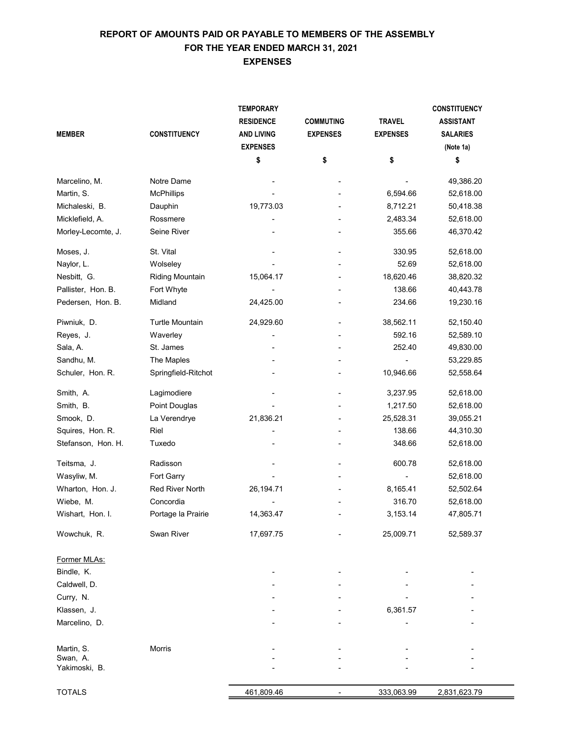# REPORT OF AMOUNTS PAID OR PAYABLE TO MEMBERS OF THE ASSEMBLY
## FOR THE YEAR ENDED MARCH 31, 2021
### EXPENSES

| MEMBER | CONSTITUENCY | TEMPORARY RESIDENCE AND LIVING EXPENSES | COMMUTING EXPENSES | TRAVEL EXPENSES | CONSTITUENCY ASSISTANT SALARIES (Note 1a) |
|---|---|---|---|---|---|
| | | $ | $ | $ | $ |
| Marcelino, M. | Notre Dame | - | - | - | 49,386.20 |
| Martin, S. | McPhillips | - | - | 6,594.66 | 52,618.00 |
| Michaleski, B. | Dauphin | 19,773.03 | - | 8,712.21 | 50,418.38 |
| Micklefield, A. | Rossmere | - | - | 2,483.34 | 52,618.00 |
| Morley-Lecomte, J. | Seine River | - | - | 355.66 | 46,370.42 |
| Moses, J. | St. Vital | - | - | 330.95 | 52,618.00 |
| Naylor, L. | Wolseley | - | - | 52.69 | 52,618.00 |
| Nesbitt, G. | Riding Mountain | 15,064.17 | - | 18,620.46 | 38,820.32 |
| Pallister, Hon. B. | Fort Whyte | - | - | 138.66 | 40,443.78 |
| Pedersen, Hon. B. | Midland | 24,425.00 | - | 234.66 | 19,230.16 |
| Piwniuk, D. | Turtle Mountain | 24,929.60 | - | 38,562.11 | 52,150.40 |
| Reyes, J. | Waverley | - | - | 592.16 | 52,589.10 |
| Sala, A. | St. James | - | - | 252.40 | 49,830.00 |
| Sandhu, M. | The Maples | - | - | - | 53,229.85 |
| Schuler, Hon. R. | Springfield-Ritchot | - | - | 10,946.66 | 52,558.64 |
| Smith, A. | Lagimodiere | - | - | 3,237.95 | 52,618.00 |
| Smith, B. | Point Douglas | - | - | 1,217.50 | 52,618.00 |
| Smook, D. | La Verendrye | 21,836.21 | - | 25,528.31 | 39,055.21 |
| Squires, Hon. R. | Riel | - | - | 138.66 | 44,310.30 |
| Stefanson, Hon. H. | Tuxedo | - | - | 348.66 | 52,618.00 |
| Teitsma, J. | Radisson | - | - | 600.78 | 52,618.00 |
| Wasyliw, M. | Fort Garry | - | - | - | 52,618.00 |
| Wharton, Hon. J. | Red River North | 26,194.71 | - | 8,165.41 | 52,502.64 |
| Wiebe, M. | Concordia | - | - | 316.70 | 52,618.00 |
| Wishart, Hon. I. | Portage la Prairie | 14,363.47 | - | 3,153.14 | 47,805.71 |
| Wowchuk, R. | Swan River | 17,697.75 | - | 25,009.71 | 52,589.37 |
| Former MLAs: | | | | | |
| Bindle, K. | | - | - | - | - |
| Caldwell, D. | | - | - | - | - |
| Curry, N. | | - | - | - | - |
| Klassen, J. | | - | - | 6,361.57 | - |
| Marcelino, D. | | - | - | - | - |
| Martin, S. | Morris | - | - | - | - |
| Swan, A. | | - | - | - | - |
| Yakimoski, B. | | - | - | - | - |
| TOTALS | | 461,809.46 | - | 333,063.99 | 2,831,623.79 |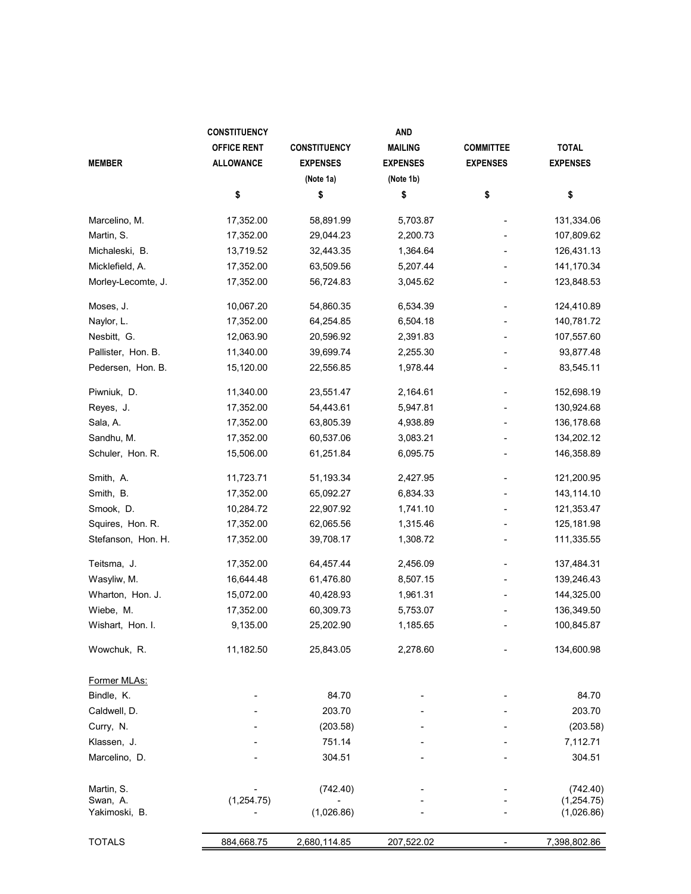| MEMBER | CONSTITUENCY OFFICE RENT ALLOWANCE | CONSTITUENCY EXPENSES (Note 1a) | AND MAILING EXPENSES (Note 1b) | COMMITTEE EXPENSES | TOTAL EXPENSES |
|---|---|---|---|---|---|
| | $ | $ | $ | $ | $ |
| Marcelino, M. | 17,352.00 | 58,891.99 | 5,703.87 | - | 131,334.06 |
| Martin, S. | 17,352.00 | 29,044.23 | 2,200.73 | - | 107,809.62 |
| Michaleski, B. | 13,719.52 | 32,443.35 | 1,364.64 | - | 126,431.13 |
| Micklefield, A. | 17,352.00 | 63,509.56 | 5,207.44 | - | 141,170.34 |
| Morley-Lecomte, J. | 17,352.00 | 56,724.83 | 3,045.62 | - | 123,848.53 |
| Moses, J. | 10,067.20 | 54,860.35 | 6,534.39 | - | 124,410.89 |
| Naylor, L. | 17,352.00 | 64,254.85 | 6,504.18 | - | 140,781.72 |
| Nesbitt, G. | 12,063.90 | 20,596.92 | 2,391.83 | - | 107,557.60 |
| Pallister, Hon. B. | 11,340.00 | 39,699.74 | 2,255.30 | - | 93,877.48 |
| Pedersen, Hon. B. | 15,120.00 | 22,556.85 | 1,978.44 | - | 83,545.11 |
| Piwniuk, D. | 11,340.00 | 23,551.47 | 2,164.61 | - | 152,698.19 |
| Reyes, J. | 17,352.00 | 54,443.61 | 5,947.81 | - | 130,924.68 |
| Sala, A. | 17,352.00 | 63,805.39 | 4,938.89 | - | 136,178.68 |
| Sandhu, M. | 17,352.00 | 60,537.06 | 3,083.21 | - | 134,202.12 |
| Schuler, Hon. R. | 15,506.00 | 61,251.84 | 6,095.75 | - | 146,358.89 |
| Smith, A. | 11,723.71 | 51,193.34 | 2,427.95 | - | 121,200.95 |
| Smith, B. | 17,352.00 | 65,092.27 | 6,834.33 | - | 143,114.10 |
| Smook, D. | 10,284.72 | 22,907.92 | 1,741.10 | - | 121,353.47 |
| Squires, Hon. R. | 17,352.00 | 62,065.56 | 1,315.46 | - | 125,181.98 |
| Stefanson, Hon. H. | 17,352.00 | 39,708.17 | 1,308.72 | - | 111,335.55 |
| Teitsma, J. | 17,352.00 | 64,457.44 | 2,456.09 | - | 137,484.31 |
| Wasyliw, M. | 16,644.48 | 61,476.80 | 8,507.15 | - | 139,246.43 |
| Wharton, Hon. J. | 15,072.00 | 40,428.93 | 1,961.31 | - | 144,325.00 |
| Wiebe, M. | 17,352.00 | 60,309.73 | 5,753.07 | - | 136,349.50 |
| Wishart, Hon. I. | 9,135.00 | 25,202.90 | 1,185.65 | - | 100,845.87 |
| Wowchuk, R. | 11,182.50 | 25,843.05 | 2,278.60 | - | 134,600.98 |
| Former MLAs: | | | | | |
| Bindle, K. | - | 84.70 | - | - | 84.70 |
| Caldwell, D. | - | 203.70 | - | - | 203.70 |
| Curry, N. | - | (203.58) | - | - | (203.58) |
| Klassen, J. | - | 751.14 | - | - | 7,112.71 |
| Marcelino, D. | - | 304.51 | - | - | 304.51 |
| Martin, S. | - | (742.40) | - | - | (742.40) |
| Swan, A. | (1,254.75) | - | - | - | (1,254.75) |
| Yakimoski, B. | - | (1,026.86) | - | - | (1,026.86) |
| TOTALS | 884,668.75 | 2,680,114.85 | 207,522.02 | - | 7,398,802.86 |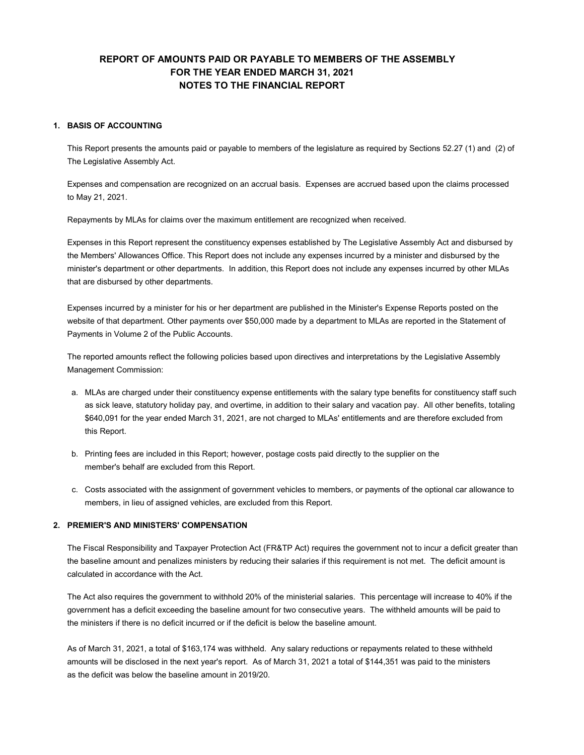# REPORT OF AMOUNTS PAID OR PAYABLE TO MEMBERS OF THE ASSEMBLY
# FOR THE YEAR ENDED MARCH 31, 2021
# NOTES TO THE FINANCIAL REPORT

## 1. BASIS OF ACCOUNTING

This Report presents the amounts paid or payable to members of the legislature as required by Sections 52.27 (1) and (2) of The Legislative Assembly Act.

Expenses and compensation are recognized on an accrual basis. Expenses are accrued based upon the claims processed to May 21, 2021.

Repayments by MLAs for claims over the maximum entitlement are recognized when received.

Expenses in this Report represent the constituency expenses established by The Legislative Assembly Act and disbursed by the Members' Allowances Office. This Report does not include any expenses incurred by a minister and disbursed by the minister's department or other departments. In addition, this Report does not include any expenses incurred by other MLAs that are disbursed by other departments.

Expenses incurred by a minister for his or her department are published in the Minister's Expense Reports posted on the website of that department. Other payments over $50,000 made by a department to MLAs are reported in the Statement of Payments in Volume 2 of the Public Accounts.

The reported amounts reflect the following policies based upon directives and interpretations by the Legislative Assembly Management Commission:

a. MLAs are charged under their constituency expense entitlements with the salary type benefits for constituency staff such as sick leave, statutory holiday pay, and overtime, in addition to their salary and vacation pay. All other benefits, totaling $640,091 for the year ended March 31, 2021, are not charged to MLAs' entitlements and are therefore excluded from this Report.

b. Printing fees are included in this Report; however, postage costs paid directly to the supplier on the member's behalf are excluded from this Report.

c. Costs associated with the assignment of government vehicles to members, or payments of the optional car allowance to members, in lieu of assigned vehicles, are excluded from this Report.

## 2. PREMIER'S AND MINISTERS' COMPENSATION

The Fiscal Responsibility and Taxpayer Protection Act (FR&TP Act) requires the government not to incur a deficit greater than the baseline amount and penalizes ministers by reducing their salaries if this requirement is not met. The deficit amount is calculated in accordance with the Act.

The Act also requires the government to withhold 20% of the ministerial salaries. This percentage will increase to 40% if the government has a deficit exceeding the baseline amount for two consecutive years. The withheld amounts will be paid to the ministers if there is no deficit incurred or if the deficit is below the baseline amount.

As of March 31, 2021, a total of $163,174 was withheld. Any salary reductions or repayments related to these withheld amounts will be disclosed in the next year's report. As of March 31, 2021 a total of $144,351 was paid to the ministers as the deficit was below the baseline amount in 2019/20.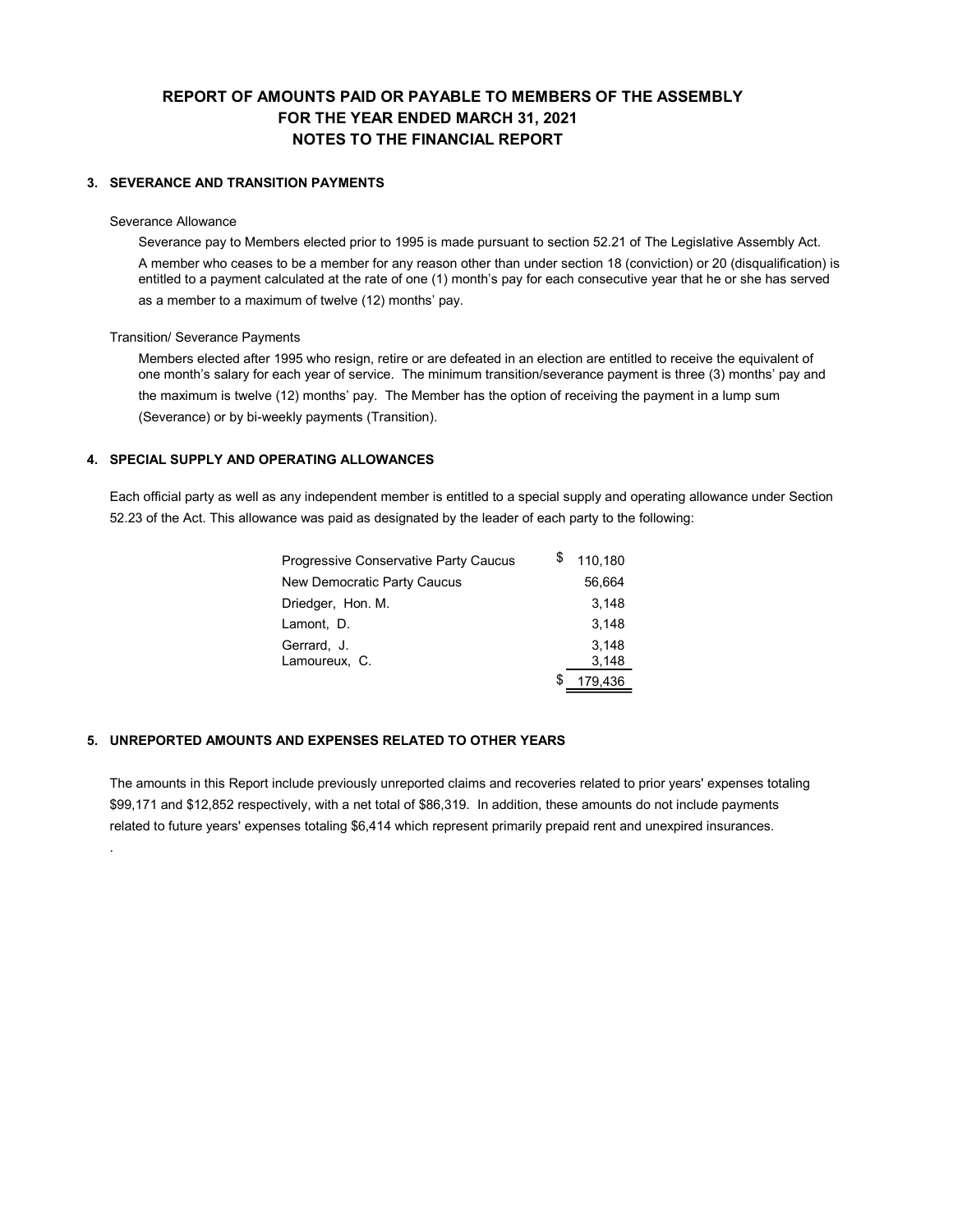# REPORT OF AMOUNTS PAID OR PAYABLE TO MEMBERS OF THE ASSEMBLY
# FOR THE YEAR ENDED MARCH 31, 2021
# NOTES TO THE FINANCIAL REPORT

### 3. SEVERANCE AND TRANSITION PAYMENTS

Severance Allowance

Severance pay to Members elected prior to 1995 is made pursuant to section 52.21 of The Legislative Assembly Act. A member who ceases to be a member for any reason other than under section 18 (conviction) or 20 (disqualification) is entitled to a payment calculated at the rate of one (1) month's pay for each consecutive year that he or she has served as a member to a maximum of twelve (12) months' pay.

Transition/ Severance Payments

Members elected after 1995 who resign, retire or are defeated in an election are entitled to receive the equivalent of one month's salary for each year of service. The minimum transition/severance payment is three (3) months' pay and the maximum is twelve (12) months' pay. The Member has the option of receiving the payment in a lump sum (Severance) or by bi-weekly payments (Transition).

### 4. SPECIAL SUPPLY AND OPERATING ALLOWANCES

Each official party as well as any independent member is entitled to a special supply and operating allowance under Section 52.23 of the Act. This allowance was paid as designated by the leader of each party to the following:

| | |
|---|---|
| Progressive Conservative Party Caucus | $ 110,180 |
| New Democratic Party Caucus | 56,664 |
| Driedger, Hon. M. | 3,148 |
| Lamont, D. | 3,148 |
| Gerrard, J. | 3,148 |
| Lamoureux, C. | 3,148 |
| | $ 179,436 |

### 5. UNREPORTED AMOUNTS AND EXPENSES RELATED TO OTHER YEARS

The amounts in this Report include previously unreported claims and recoveries related to prior years' expenses totaling $99,171 and $12,852 respectively, with a net total of $86,319. In addition, these amounts do not include payments related to future years' expenses totaling $6,414 which represent primarily prepaid rent and unexpired insurances.